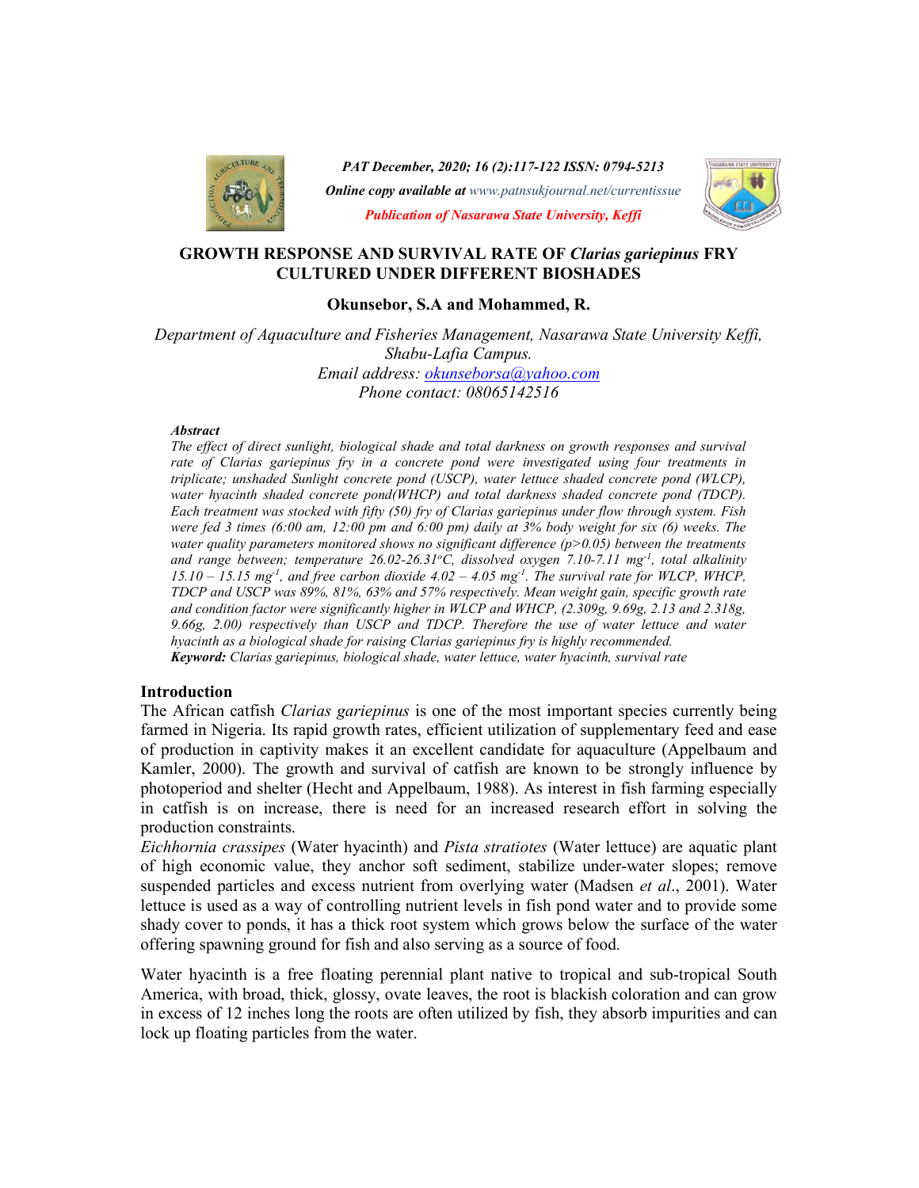# GROWTH RESPONSE AND SURVIVAL RATE OF *Clarias gariepinus* FRY CULTURED UNDER DIFFERENT BIOSHADES

**Okunsebor, S.A and Mohammed, R.**

*Department of Aquaculture and Fisheries Management, Nasarawa State University Keffi, Shabu-Lafia Campus.*
*Email address: okunseborsa@yahoo.com*
*Phone contact: 08065142516*

***Abstract***

*The effect of direct sunlight, biological shade and total darkness on growth responses and survival rate of Clarias gariepinus fry in a concrete pond were investigated using four treatments in triplicate; unshaded Sunlight concrete pond (USCP), water lettuce shaded concrete pond (WLCP), water hyacinth shaded concrete pond(WHCP) and total darkness shaded concrete pond (TDCP). Each treatment was stocked with fifty (50) fry of Clarias gariepinus under flow through system. Fish were fed 3 times (6:00 am, 12:00 pm and 6:00 pm) daily at 3% body weight for six (6) weeks. The water quality parameters monitored shows no significant difference ($p>0.05$) between the treatments and range between; temperature 26.02-26.31$^{o}$C, dissolved oxygen 7.10-7.11 mg$^{-1}$, total alkalinity 15.10 – 15.15 mg$^{-1}$, and free carbon dioxide 4.02 – 4.05 mg$^{-1}$. The survival rate for WLCP, WHCP, TDCP and USCP was 89%, 81%, 63% and 57% respectively. Mean weight gain, specific growth rate and condition factor were significantly higher in WLCP and WHCP, (2.309g, 9.69g, 2.13 and 2.318g, 9.66g, 2.00) respectively than USCP and TDCP. Therefore the use of water lettuce and water hyacinth as a biological shade for raising Clarias gariepinus fry is highly recommended.*
***Keyword:*** *Clarias gariepinus, biological shade, water lettuce, water hyacinth, survival rate*

## Introduction

The African catfish *Clarias gariepinus* is one of the most important species currently being farmed in Nigeria. Its rapid growth rates, efficient utilization of supplementary feed and ease of production in captivity makes it an excellent candidate for aquaculture (Appelbaum and Kamler, 2000). The growth and survival of catfish are known to be strongly influence by photoperiod and shelter (Hecht and Appelbaum, 1988). As interest in fish farming especially in catfish is on increase, there is need for an increased research effort in solving the production constraints.

*Eichhornia crassipes* (Water hyacinth) and *Pista stratiotes* (Water lettuce) are aquatic plant of high economic value, they anchor soft sediment, stabilize under-water slopes; remove suspended particles and excess nutrient from overlying water (Madsen *et al*., 2001). Water lettuce is used as a way of controlling nutrient levels in fish pond water and to provide some shady cover to ponds, it has a thick root system which grows below the surface of the water offering spawning ground for fish and also serving as a source of food.

Water hyacinth is a free floating perennial plant native to tropical and sub-tropical South America, with broad, thick, glossy, ovate leaves, the root is blackish coloration and can grow in excess of 12 inches long the roots are often utilized by fish, they absorb impurities and can lock up floating particles from the water.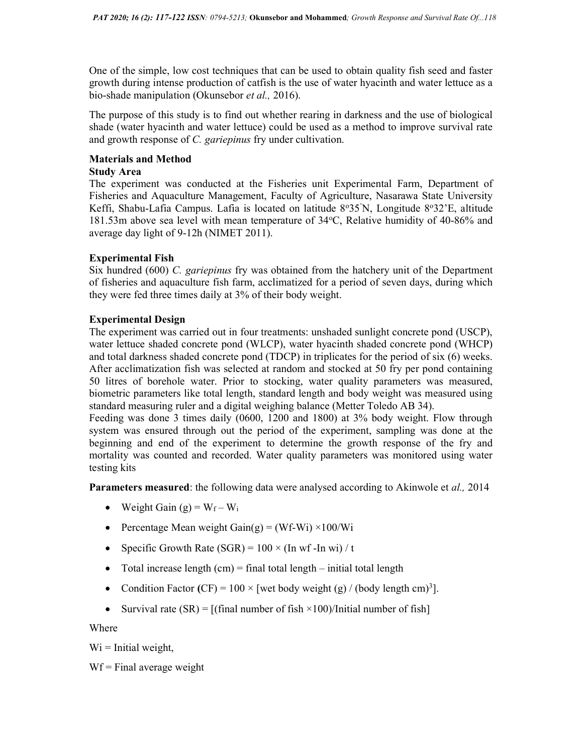One of the simple, low cost techniques that can be used to obtain quality fish seed and faster growth during intense production of catfish is the use of water hyacinth and water lettuce as a bio-shade manipulation (Okunsebor *et al.,* 2016).

The purpose of this study is to find out whether rearing in darkness and the use of biological shade (water hyacinth and water lettuce) could be used as a method to improve survival rate and growth response of *C. gariepinus* fry under cultivation.

## Materials and Method

### Study Area

The experiment was conducted at the Fisheries unit Experimental Farm, Department of Fisheries and Aquaculture Management, Faculty of Agriculture, Nasarawa State University Keffi, Shabu-Lafia Campus. Lafia is located on latitude 8$^{o}$35'N, Longitude 8$^{o}$32'E, altitude 181.53m above sea level with mean temperature of 34$^{o}$C, Relative humidity of 40-86% and average day light of 9-12h (NIMET 2011).

### Experimental Fish

Six hundred (600) *C. gariepinus* fry was obtained from the hatchery unit of the Department of fisheries and aquaculture fish farm, acclimatized for a period of seven days, during which they were fed three times daily at 3% of their body weight.

### Experimental Design

The experiment was carried out in four treatments: unshaded sunlight concrete pond (USCP), water lettuce shaded concrete pond (WLCP), water hyacinth shaded concrete pond (WHCP) and total darkness shaded concrete pond (TDCP) in triplicates for the period of six (6) weeks. After acclimatization fish was selected at random and stocked at 50 fry per pond containing 50 litres of borehole water. Prior to stocking, water quality parameters was measured, biometric parameters like total length, standard length and body weight was measured using standard measuring ruler and a digital weighing balance (Metter Toledo AB 34).

Feeding was done 3 times daily (0600, 1200 and 1800) at 3% body weight. Flow through system was ensured through out the period of the experiment, sampling was done at the beginning and end of the experiment to determine the growth response of the fry and mortality was counted and recorded. Water quality parameters was monitored using water testing kits

**Parameters measured**: the following data were analysed according to Akinwole et *al.,* 2014

- Weight Gain (g) = $W_f - W_i$
- Percentage Mean weight Gain(g) = (Wf-Wi) ×100/Wi
- Specific Growth Rate (SGR) = 100 × (In wf -In wi) / t
- Total increase length (cm) = final total length – initial total length
- Condition Factor **(**CF) = 100 × [wet body weight (g) / (body length cm)$^3$].
- Survival rate (SR) = [(final number of fish ×100)/Initial number of fish]

Where

Wi = Initial weight,

Wf = Final average weight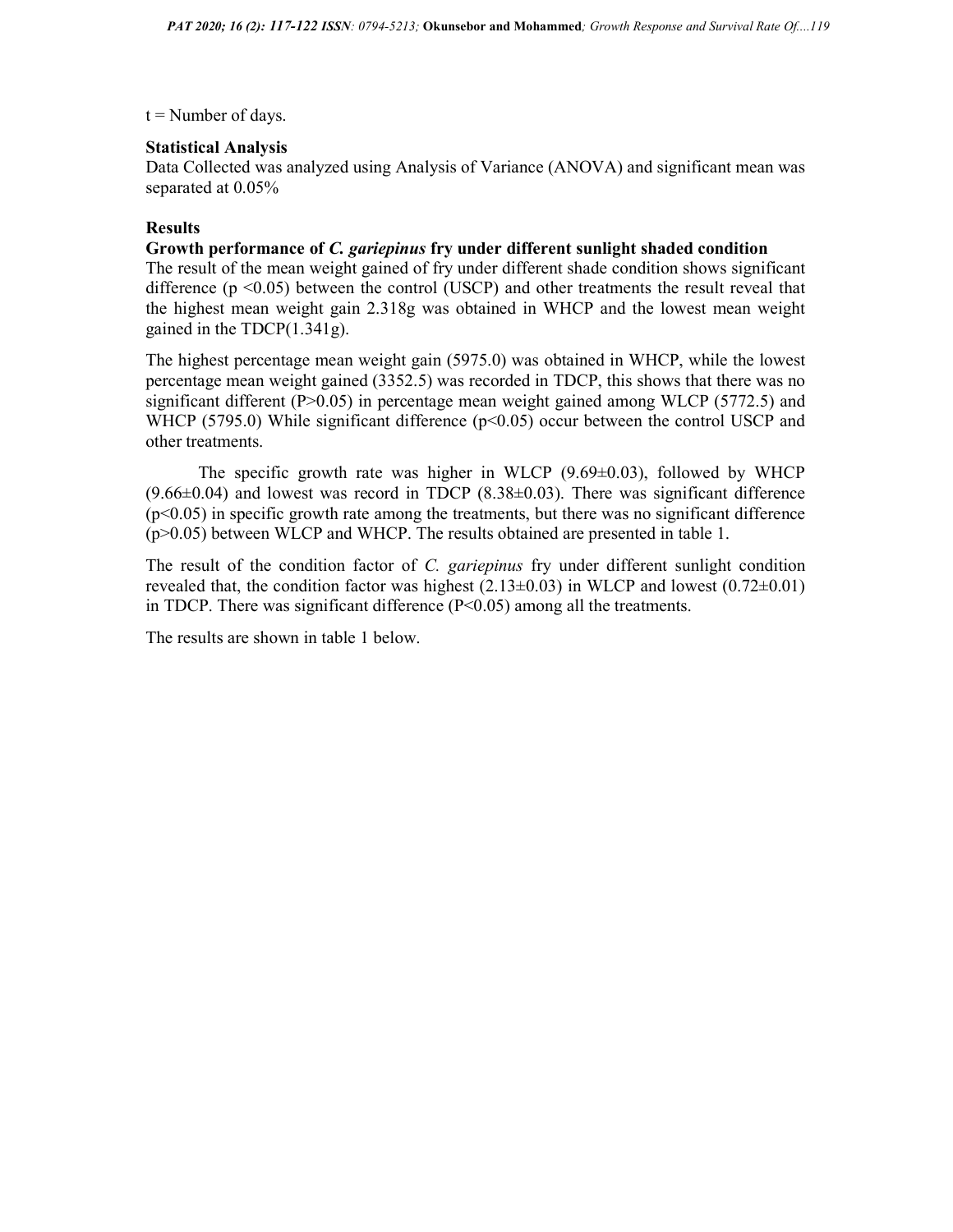t = Number of days.

**Statistical Analysis**

Data Collected was analyzed using Analysis of Variance (ANOVA) and significant mean was separated at 0.05%

**Results**

**Growth performance of *C. gariepinus* fry under different sunlight shaded condition**

The result of the mean weight gained of fry under different shade condition shows significant difference ($p < 0.05$) between the control (USCP) and other treatments the result reveal that the highest mean weight gain 2.318g was obtained in WHCP and the lowest mean weight gained in the TDCP(1.341g).

The highest percentage mean weight gain (5975.0) was obtained in WHCP, while the lowest percentage mean weight gained (3352.5) was recorded in TDCP, this shows that there was no significant different ($P > 0.05$) in percentage mean weight gained among WLCP (5772.5) and WHCP (5795.0) While significant difference ($p < 0.05$) occur between the control USCP and other treatments.

The specific growth rate was higher in WLCP (9.69±0.03), followed by WHCP (9.66±0.04) and lowest was record in TDCP (8.38±0.03). There was significant difference ($p < 0.05$) in specific growth rate among the treatments, but there was no significant difference ($p > 0.05$) between WLCP and WHCP. The results obtained are presented in table 1.

The result of the condition factor of *C. gariepinus* fry under different sunlight condition revealed that, the condition factor was highest (2.13±0.03) in WLCP and lowest (0.72±0.01) in TDCP. There was significant difference ($P < 0.05$) among all the treatments.

The results are shown in table 1 below.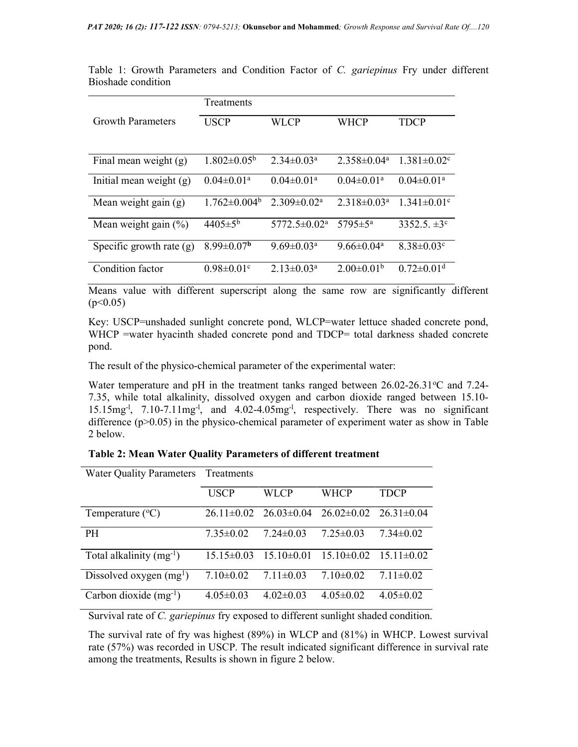Table 1: Growth Parameters and Condition Factor of *C. gariepinus* Fry under different Bioshade condition

| Growth Parameters | Treatments | | | |
|---|---|---|---|---|
| | USCP | WLCP | WHCP | TDCP |
| Final mean weight (g) | 1.802±0.05[b] | 2.34±0.03[a] | 2.358±0.04[a] | 1.381±0.02[c] |
| Initial mean weight (g) | 0.04±0.01[a] | 0.04±0.01[a] | 0.04±0.01[a] | 0.04±0.01[a] |
| Mean weight gain (g) | 1.762±0.004[b] | 2.309±0.02[a] | 2.318±0.03[a] | 1.341±0.01[c] |
| Mean weight gain (%) | 4405±5[b] | 5772.5±0.02[a] | 5795±5[a] | 3352.5. ±3[c] |
| Specific growth rate (g) | 8.99±0.07[b] | 9.69±0.03[a] | 9.66±0.04[a] | 8.38±0.03[c] |
| Condition factor | 0.98±0.01[c] | 2.13±0.03[a] | 2.00±0.01[b] | 0.72±0.01[d] |

Means value with different superscript along the same row are significantly different ($p<0.05$)

Key: USCP=unshaded sunlight concrete pond, WLCP=water lettuce shaded concrete pond, WHCP =water hyacinth shaded concrete pond and TDCP= total darkness shaded concrete pond.

The result of the physico-chemical parameter of the experimental water:

Water temperature and pH in the treatment tanks ranged between 26.02-26.31°C and 7.24-7.35, while total alkalinity, dissolved oxygen and carbon dioxide ranged between 15.10-15.15mg$^{-l}$, 7.10-7.11mg$^{-l}$, and 4.02-4.05mg$^{-l}$, respectively. There was no significant difference ($p>0.05$) in the physico-chemical parameter of experiment water as show in Table 2 below.

**Table 2: Mean Water Quality Parameters of different treatment**

| Water Quality Parameters | Treatments | | | |
|---|---|---|---|---|
| | USCP | WLCP | WHCP | TDCP |
| Temperature (°C) | 26.11±0.02 | 26.03±0.04 | 26.02±0.02 | 26.31±0.04 |
| PH | 7.35±0.02 | 7.24±0.03 | 7.25±0.03 | 7.34±0.02 |
| Total alkalinity (mg$^{-1}$) | 15.15±0.03 | 15.10±0.01 | 15.10±0.02 | 15.11±0.02 |
| Dissolved oxygen (mg$^{1}$) | 7.10±0.02 | 7.11±0.03 | 7.10±0.02 | 7.11±0.02 |
| Carbon dioxide (mg$^{-1}$) | 4.05±0.03 | 4.02±0.03 | 4.05±0.02 | 4.05±0.02 |

Survival rate of *C. gariepinus* fry exposed to different sunlight shaded condition.

The survival rate of fry was highest (89%) in WLCP and (81%) in WHCP. Lowest survival rate (57%) was recorded in USCP. The result indicated significant difference in survival rate among the treatments, Results is shown in figure 2 below.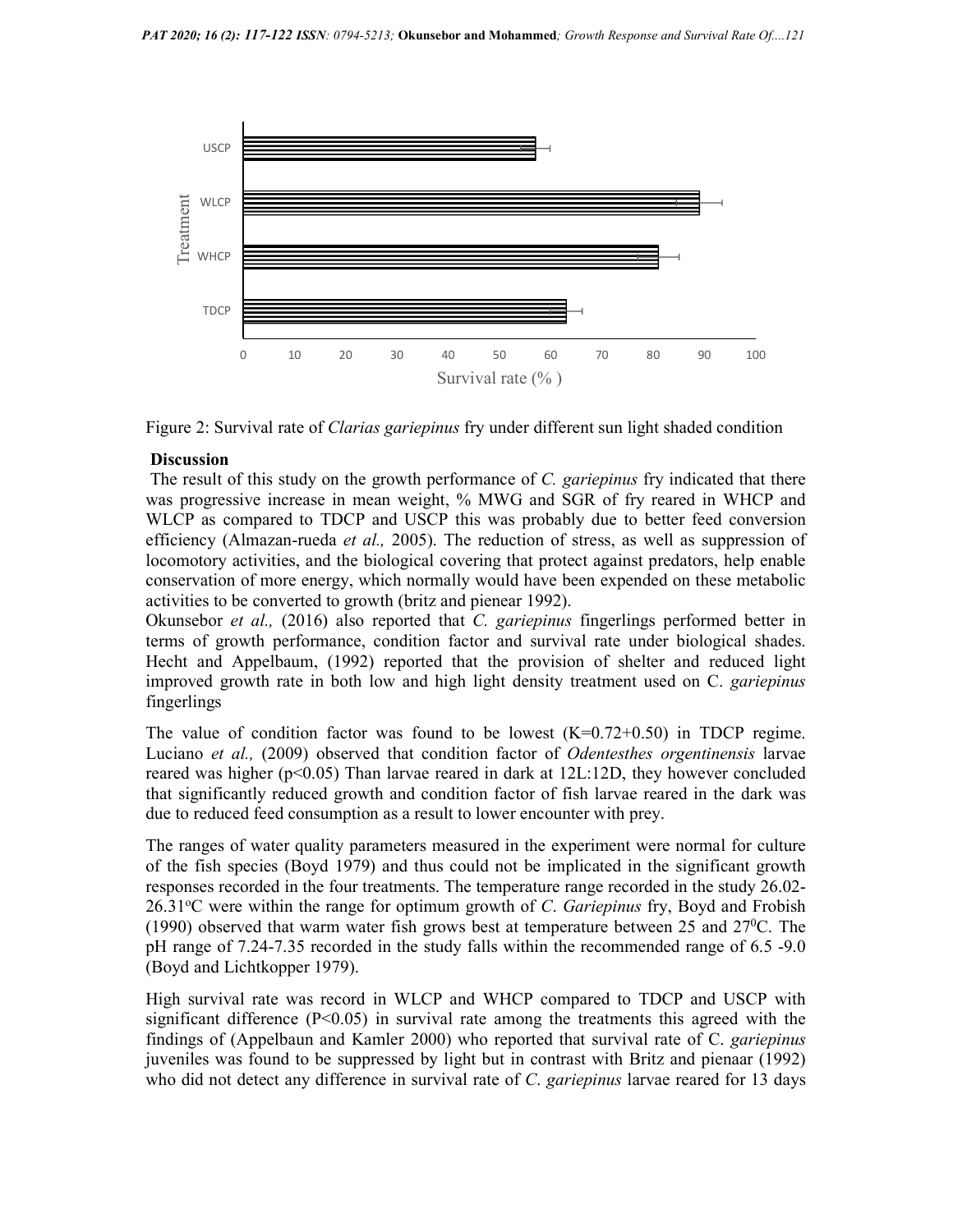Figure 2: Survival rate of *Clarias gariepinus* fry under different sun light shaded condition

**Discussion**

The result of this study on the growth performance of *C. gariepinus* fry indicated that there was progressive increase in mean weight, % MWG and SGR of fry reared in WHCP and WLCP as compared to TDCP and USCP this was probably due to better feed conversion efficiency (Almazan-rueda *et al.,* 2005). The reduction of stress, as well as suppression of locomotory activities, and the biological covering that protect against predators, help enable conservation of more energy, which normally would have been expended on these metabolic activities to be converted to growth (britz and pienear 1992).

Okunsebor *et al.,* (2016) also reported that *C. gariepinus* fingerlings performed better in terms of growth performance, condition factor and survival rate under biological shades. Hecht and Appelbaum, (1992) reported that the provision of shelter and reduced light improved growth rate in both low and high light density treatment used on C. *gariepinus* fingerlings

The value of condition factor was found to be lowest (K=0.72+0.50) in TDCP regime. Luciano *et al.,* (2009) observed that condition factor of *Odentesthes orgentinensis* larvae reared was higher ($p<0.05$) Than larvae reared in dark at 12L:12D, they however concluded that significantly reduced growth and condition factor of fish larvae reared in the dark was due to reduced feed consumption as a result to lower encounter with prey.

The ranges of water quality parameters measured in the experiment were normal for culture of the fish species (Boyd 1979) and thus could not be implicated in the significant growth responses recorded in the four treatments. The temperature range recorded in the study 26.02-26.31°C were within the range for optimum growth of *C. Gariepinus* fry, Boyd and Frobish (1990) observed that warm water fish grows best at temperature between 25 and 27°C. The pH range of 7.24-7.35 recorded in the study falls within the recommended range of 6.5 -9.0 (Boyd and Lichtkopper 1979).

High survival rate was record in WLCP and WHCP compared to TDCP and USCP with significant difference ($P<0.05$) in survival rate among the treatments this agreed with the findings of (Appelbaun and Kamler 2000) who reported that survival rate of C. *gariepinus* juveniles was found to be suppressed by light but in contrast with Britz and pienaar (1992) who did not detect any difference in survival rate of *C. gariepinus* larvae reared for 13 days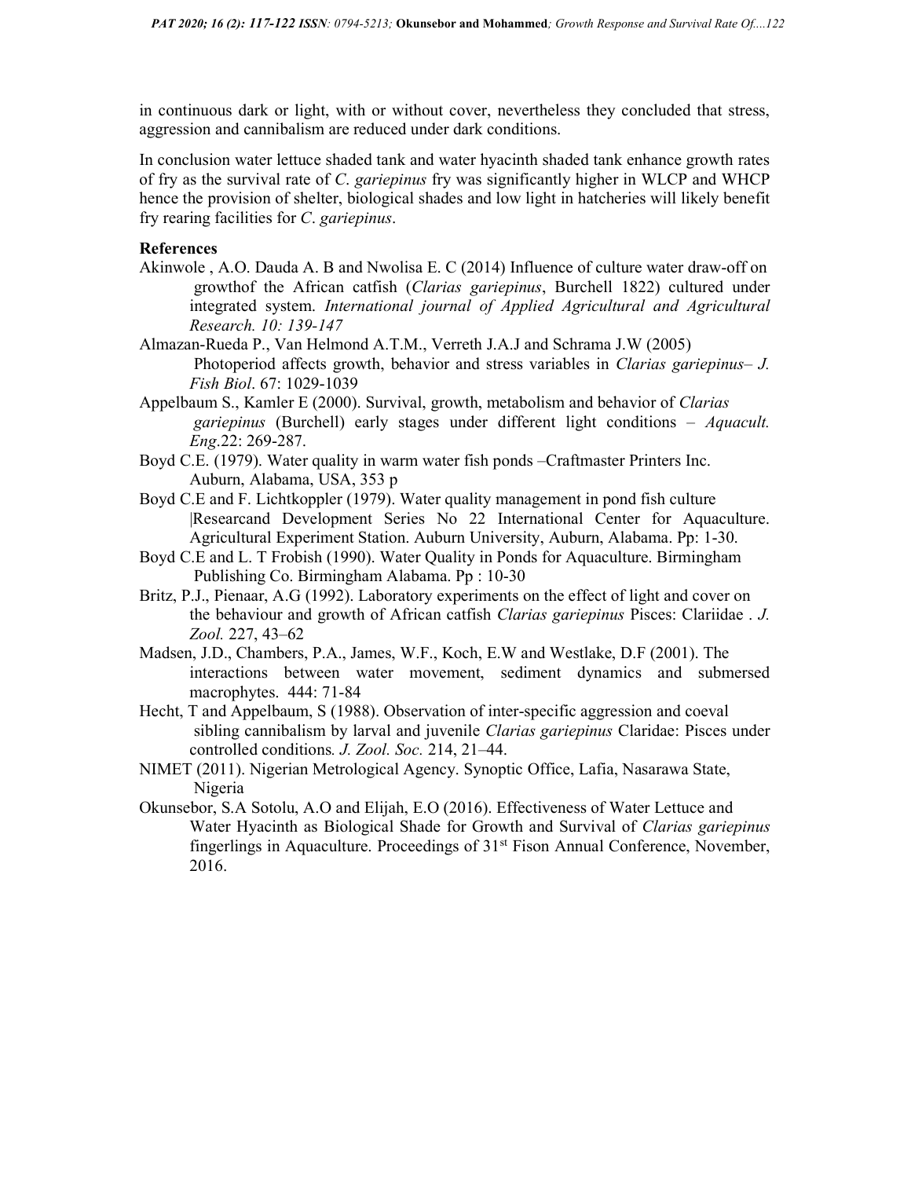in continuous dark or light, with or without cover, nevertheless they concluded that stress, aggression and cannibalism are reduced under dark conditions.

In conclusion water lettuce shaded tank and water hyacinth shaded tank enhance growth rates of fry as the survival rate of *C. gariepinus* fry was significantly higher in WLCP and WHCP hence the provision of shelter, biological shades and low light in hatcheries will likely benefit fry rearing facilities for *C. gariepinus*.

## References

Akinwole , A.O. Dauda A. B and Nwolisa E. C (2014) Influence of culture water draw-off on growthof the African catfish (*Clarias gariepinus*, Burchell 1822) cultured under integrated system. *International journal of Applied Agricultural and Agricultural Research. 10: 139-147*

Almazan-Rueda P., Van Helmond A.T.M., Verreth J.A.J and Schrama J.W (2005) Photoperiod affects growth, behavior and stress variables in *Clarias gariepinus– J. Fish Biol*. 67: 1029-1039

Appelbaum S., Kamler E (2000). Survival, growth, metabolism and behavior of *Clarias gariepinus* (Burchell) early stages under different light conditions – *Aquacult. Eng*.22: 269-287.

Boyd C.E. (1979). Water quality in warm water fish ponds –Craftmaster Printers Inc. Auburn, Alabama, USA, 353 p

Boyd C.E and F. Lichtkoppler (1979). Water quality management in pond fish culture |Researcand Development Series No 22 International Center for Aquaculture. Agricultural Experiment Station. Auburn University, Auburn, Alabama. Pp: 1-30.

Boyd C.E and L. T Frobish (1990). Water Quality in Ponds for Aquaculture. Birmingham Publishing Co. Birmingham Alabama. Pp : 10-30

Britz, P.J., Pienaar, A.G (1992). Laboratory experiments on the effect of light and cover on the behaviour and growth of African catfish *Clarias gariepinus* Pisces: Clariidae . *J. Zool.* 227, 43–62

Madsen, J.D., Chambers, P.A., James, W.F., Koch, E.W and Westlake, D.F (2001). The interactions between water movement, sediment dynamics and submersed macrophytes. 444: 71-84

Hecht, T and Appelbaum, S (1988). Observation of inter-specific aggression and coeval sibling cannibalism by larval and juvenile *Clarias gariepinus* Claridae: Pisces under controlled conditions*. J. Zool. Soc.* 214, 21–44.

NIMET (2011). Nigerian Metrological Agency. Synoptic Office, Lafia, Nasarawa State, Nigeria

Okunsebor, S.A Sotolu, A.O and Elijah, E.O (2016). Effectiveness of Water Lettuce and Water Hyacinth as Biological Shade for Growth and Survival of *Clarias gariepinus* fingerlings in Aquaculture. Proceedings of 31st Fison Annual Conference, November, 2016.